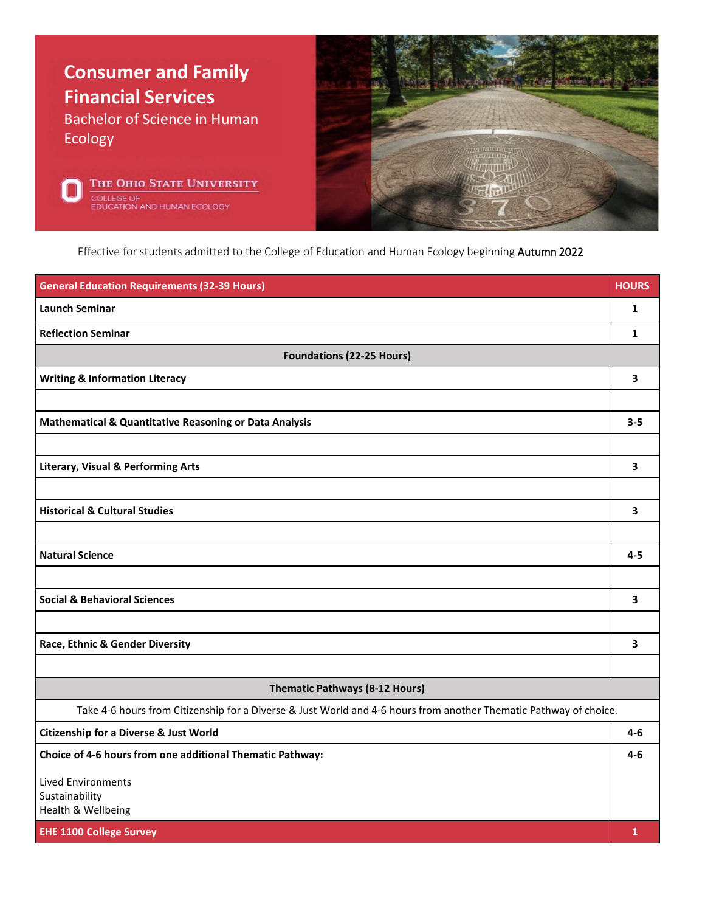# Consumer and Family Financial Services

## Bachelor of Science in Human Ecology

The Ohio State University
College of Education and Human Ecology

Effective for students admitted to the College of Education and Human Ecology beginning Autumn 2022

| General Education Requirements (32-39 Hours) | HOURS |
|---|---|
| **Launch Seminar** | **1** |
| **Reflection Seminar** | **1** |
| **Foundations (22-25 Hours)** | |
| **Writing & Information Literacy** | **3** |
| | |
| **Mathematical & Quantitative Reasoning or Data Analysis** | **3-5** |
| | |
| **Literary, Visual & Performing Arts** | **3** |
| | |
| **Historical & Cultural Studies** | **3** |
| | |
| **Natural Science** | **4-5** |
| | |
| **Social & Behavioral Sciences** | **3** |
| | |
| **Race, Ethnic & Gender Diversity** | **3** |
| | |
| **Thematic Pathways (8-12 Hours)** | |
| Take 4-6 hours from Citizenship for a Diverse & Just World and 4-6 hours from another Thematic Pathway of choice. | |
| **Citizenship for a Diverse & Just World** | **4-6** |
| **Choice of 4-6 hours from one additional Thematic Pathway:** Lived Environments, Sustainability, Health & Wellbeing | **4-6** |
| **EHE 1100 College Survey** | **1** |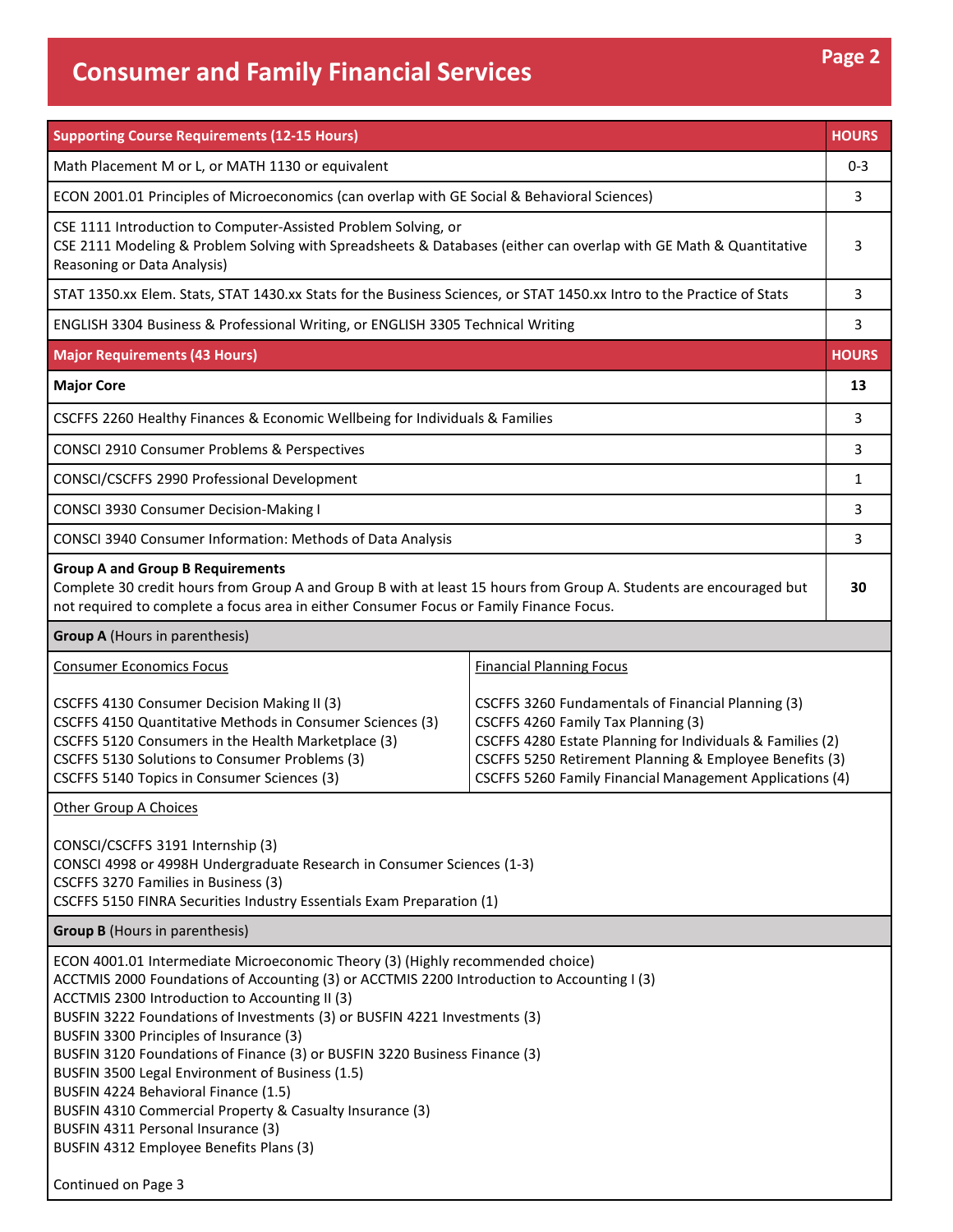# Consumer and Family Financial Services

| Supporting Course Requirements (12-15 Hours) | HOURS |
| --- | --- |
| Math Placement M or L, or MATH 1130 or equivalent | 0-3 |
| ECON 2001.01 Principles of Microeconomics (can overlap with GE Social & Behavioral Sciences) | 3 |
| CSE 1111 Introduction to Computer-Assisted Problem Solving, or<br>CSE 2111 Modeling & Problem Solving with Spreadsheets & Databases (either can overlap with GE Math & Quantitative Reasoning or Data Analysis) | 3 |
| STAT 1350.xx Elem. Stats, STAT 1430.xx Stats for the Business Sciences, or STAT 1450.xx Intro to the Practice of Stats | 3 |
| ENGLISH 3304 Business & Professional Writing, or ENGLISH 3305 Technical Writing | 3 |

| Major Requirements (43 Hours) | HOURS |
| --- | --- |
| **Major Core** | **13** |
| CSCFFS 2260 Healthy Finances & Economic Wellbeing for Individuals & Families | 3 |
| CONSCI 2910 Consumer Problems & Perspectives | 3 |
| CONSCI/CSCFFS 2990 Professional Development | 1 |
| CONSCI 3930 Consumer Decision-Making I | 3 |
| CONSCI 3940 Consumer Information: Methods of Data Analysis | 3 |
| **Group A and Group B Requirements**<br>Complete 30 credit hours from Group A and Group B with at least 15 hours from Group A. Students are encouraged but not required to complete a focus area in either Consumer Focus or Family Finance Focus. | **30** |

**Group A** (Hours in parenthesis)

Consumer Economics Focus

- CSCFFS 4130 Consumer Decision Making II (3)
- CSCFFS 4150 Quantitative Methods in Consumer Sciences (3)
- CSCFFS 5120 Consumers in the Health Marketplace (3)
- CSCFFS 5130 Solutions to Consumer Problems (3)
- CSCFFS 5140 Topics in Consumer Sciences (3)

Financial Planning Focus

- CSCFFS 3260 Fundamentals of Financial Planning (3)
- CSCFFS 4260 Family Tax Planning (3)
- CSCFFS 4280 Estate Planning for Individuals & Families (2)
- CSCFFS 5250 Retirement Planning & Employee Benefits (3)
- CSCFFS 5260 Family Financial Management Applications (4)

Other Group A Choices

- CONSCI/CSCFFS 3191 Internship (3)
- CONSCI 4998 or 4998H Undergraduate Research in Consumer Sciences (1-3)
- CSCFFS 3270 Families in Business (3)
- CSCFFS 5150 FINRA Securities Industry Essentials Exam Preparation (1)

**Group B** (Hours in parenthesis)

- ECON 4001.01 Intermediate Microeconomic Theory (3) (Highly recommended choice)
- ACCTMIS 2000 Foundations of Accounting (3) or ACCTMIS 2200 Introduction to Accounting I (3)
- ACCTMIS 2300 Introduction to Accounting II (3)
- BUSFIN 3222 Foundations of Investments (3) or BUSFIN 4221 Investments (3)
- BUSFIN 3300 Principles of Insurance (3)
- BUSFIN 3120 Foundations of Finance (3) or BUSFIN 3220 Business Finance (3)
- BUSFIN 3500 Legal Environment of Business (1.5)
- BUSFIN 4224 Behavioral Finance (1.5)
- BUSFIN 4310 Commercial Property & Casualty Insurance (3)
- BUSFIN 4311 Personal Insurance (3)
- BUSFIN 4312 Employee Benefits Plans (3)

Continued on Page 3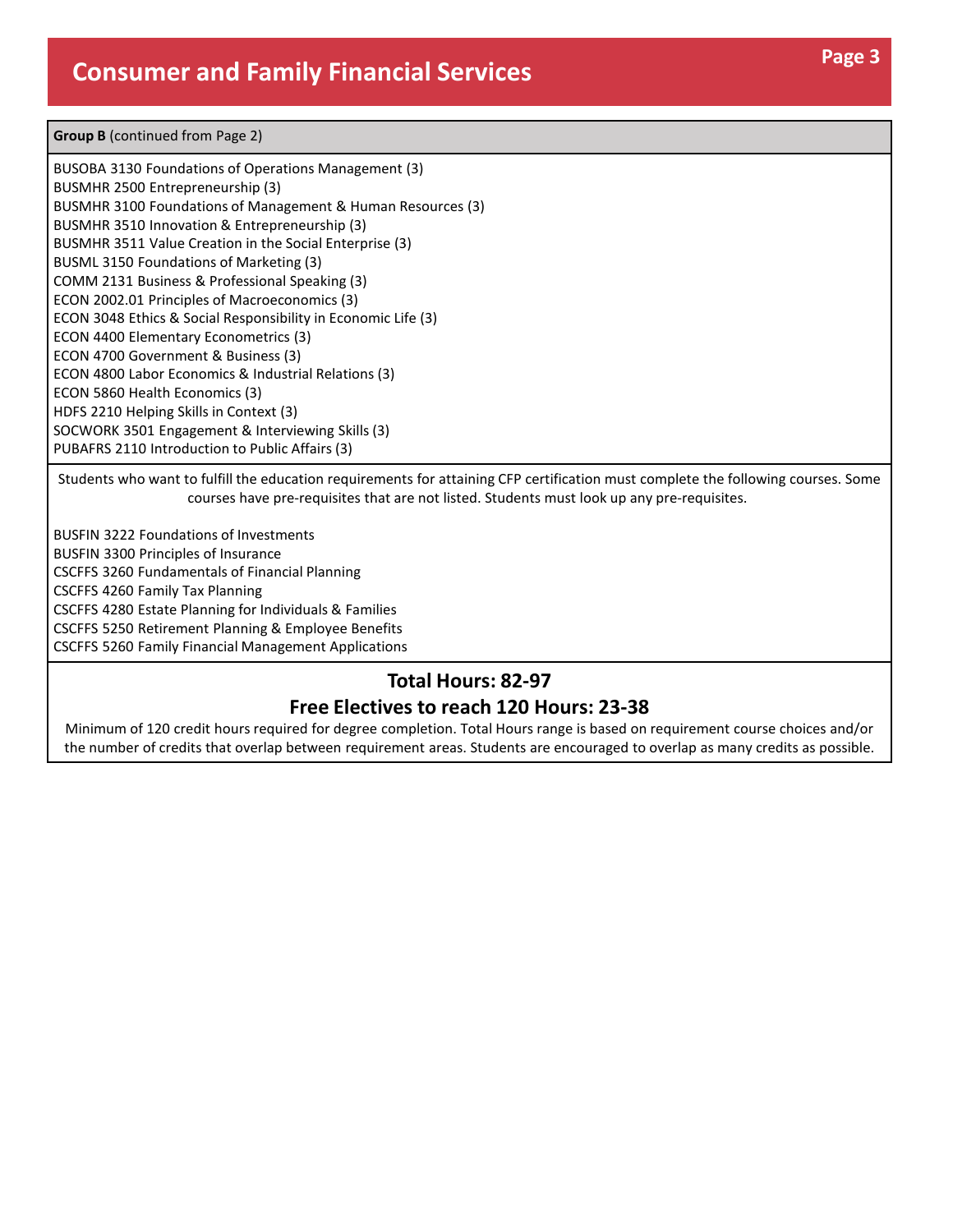# Consumer and Family Financial Services

**Group B** (continued from Page 2)

BUSOBA 3130 Foundations of Operations Management (3)
BUSMHR 2500 Entrepreneurship (3)
BUSMHR 3100 Foundations of Management & Human Resources (3)
BUSMHR 3510 Innovation & Entrepreneurship (3)
BUSMHR 3511 Value Creation in the Social Enterprise (3)
BUSML 3150 Foundations of Marketing (3)
COMM 2131 Business & Professional Speaking (3)
ECON 2002.01 Principles of Macroeconomics (3)
ECON 3048 Ethics & Social Responsibility in Economic Life (3)
ECON 4400 Elementary Econometrics (3)
ECON 4700 Government & Business (3)
ECON 4800 Labor Economics & Industrial Relations (3)
ECON 5860 Health Economics (3)
HDFS 2210 Helping Skills in Context (3)
SOCWORK 3501 Engagement & Interviewing Skills (3)
PUBAFRS 2110 Introduction to Public Affairs (3)

Students who want to fulfill the education requirements for attaining CFP certification must complete the following courses. Some courses have pre-requisites that are not listed. Students must look up any pre-requisites.

BUSFIN 3222 Foundations of Investments
BUSFIN 3300 Principles of Insurance
CSCFFS 3260 Fundamentals of Financial Planning
CSCFFS 4260 Family Tax Planning
CSCFFS 4280 Estate Planning for Individuals & Families
CSCFFS 5250 Retirement Planning & Employee Benefits
CSCFFS 5260 Family Financial Management Applications

## Total Hours: 82-97

## Free Electives to reach 120 Hours: 23-38

Minimum of 120 credit hours required for degree completion. Total Hours range is based on requirement course choices and/or the number of credits that overlap between requirement areas. Students are encouraged to overlap as many credits as possible.